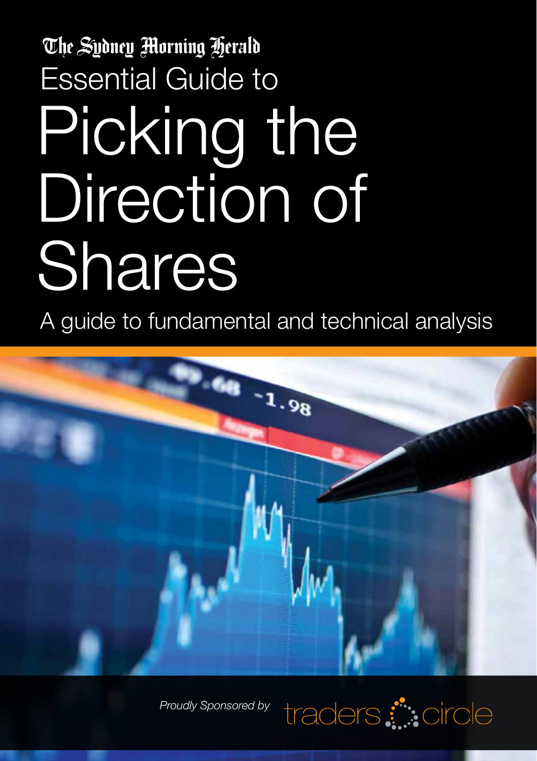The Sydney Morning Herald

Essential Guide to

# Picking the Direction of Shares

## A guide to fundamental and technical analysis

*Proudly Sponsored by* traders circle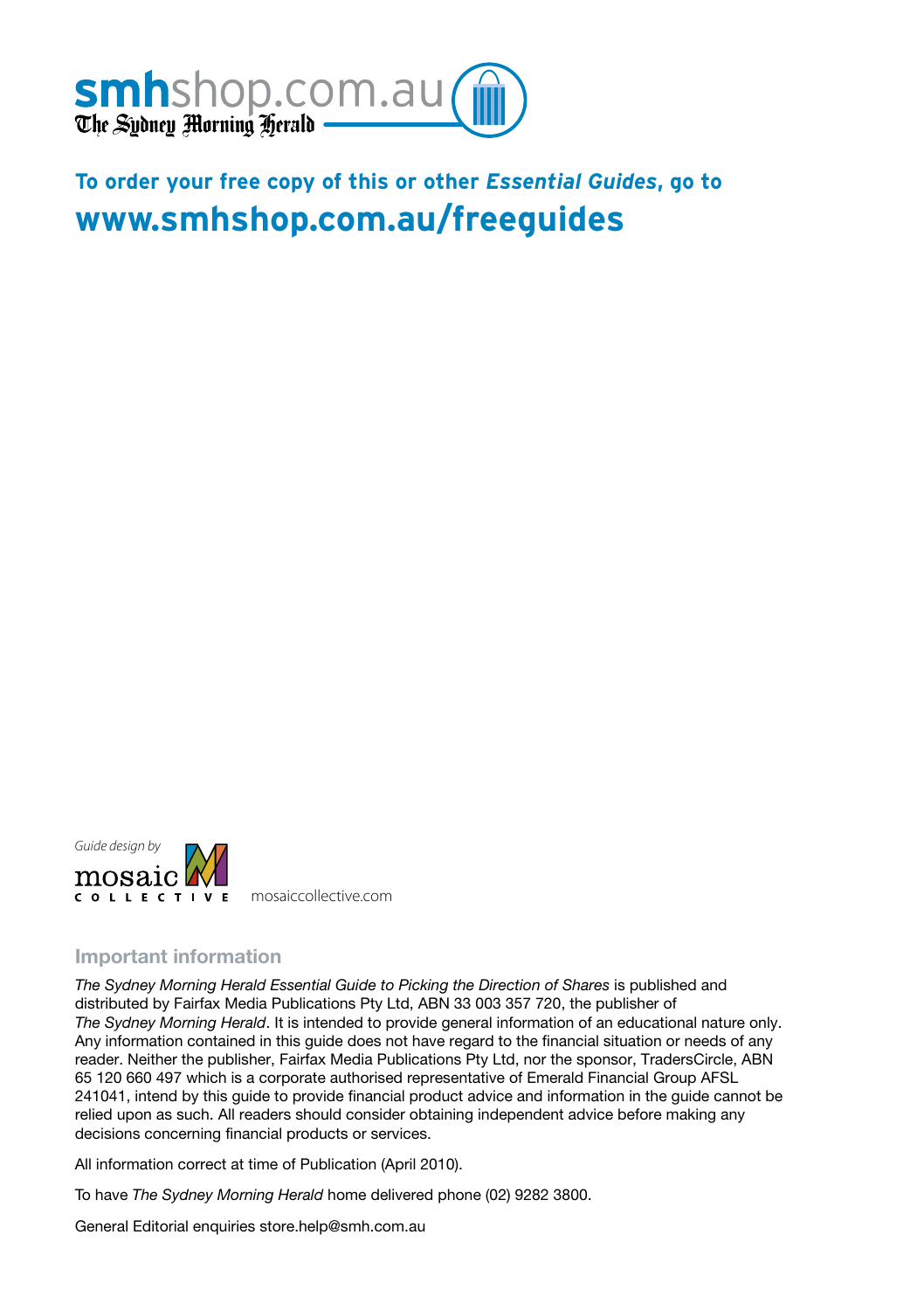smhshop.com.au
The Sydney Morning Herald

**To order your free copy of this or other *Essential Guides*, go to**
**www.smhshop.com.au/freeguides**

*Guide design by* mosaic COLLECTIVE mosaiccollective.com

## Important information

*The Sydney Morning Herald Essential Guide to Picking the Direction of Shares* is published and distributed by Fairfax Media Publications Pty Ltd, ABN 33 003 357 720, the publisher of *The Sydney Morning Herald*. It is intended to provide general information of an educational nature only. Any information contained in this guide does not have regard to the financial situation or needs of any reader. Neither the publisher, Fairfax Media Publications Pty Ltd, nor the sponsor, TradersCircle, ABN 65 120 660 497 which is a corporate authorised representative of Emerald Financial Group AFSL 241041, intend by this guide to provide financial product advice and information in the guide cannot be relied upon as such. All readers should consider obtaining independent advice before making any decisions concerning financial products or services.

All information correct at time of Publication (April 2010).

To have *The Sydney Morning Herald* home delivered phone (02) 9282 3800.

General Editorial enquiries store.help@smh.com.au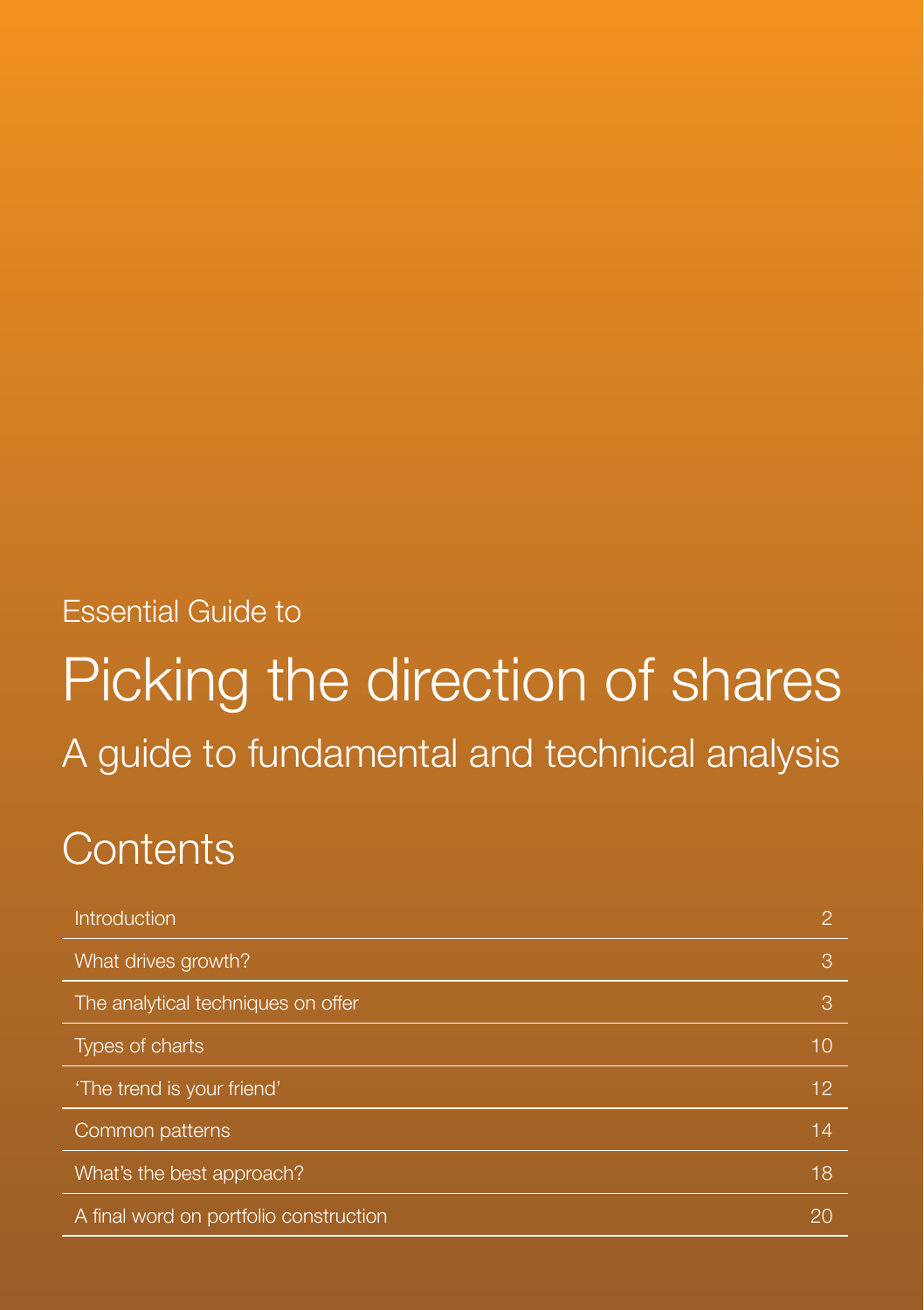Essential Guide to

# Picking the direction of shares

## A guide to fundamental and technical analysis

## Contents

| | |
|---|---|
| Introduction | 2 |
| What drives growth? | 3 |
| The analytical techniques on offer | 3 |
| Types of charts | 10 |
| 'The trend is your friend' | 12 |
| Common patterns | 14 |
| What's the best approach? | 18 |
| A final word on portfolio construction | 20 |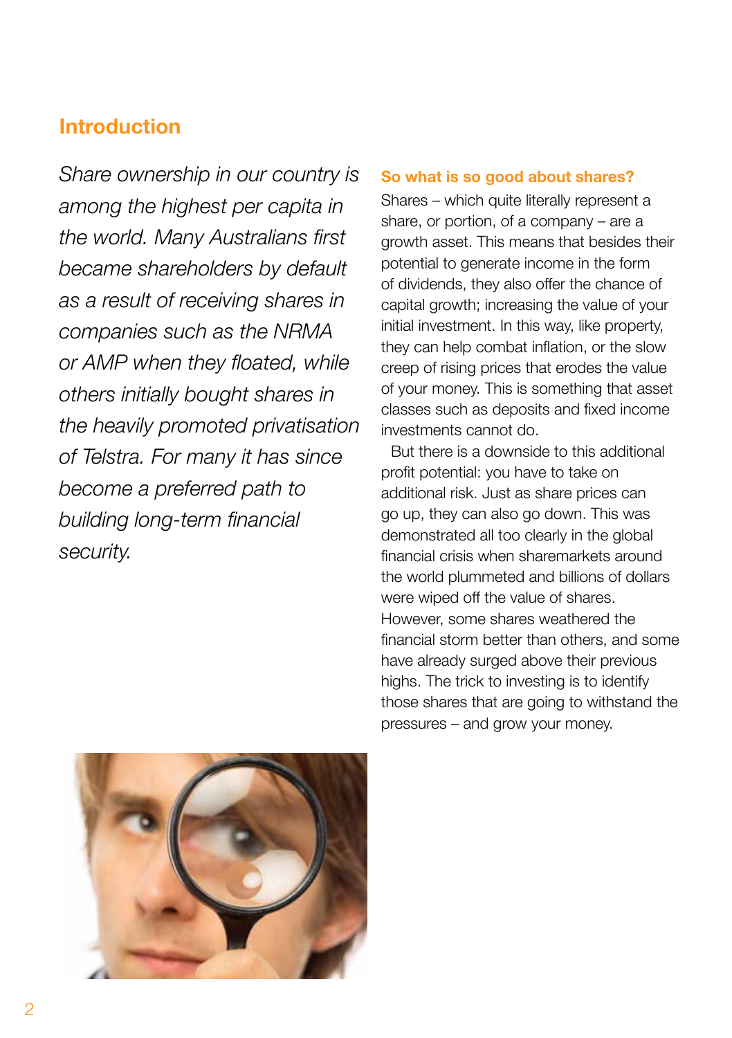## Introduction

*Share ownership in our country is among the highest per capita in the world. Many Australians first became shareholders by default as a result of receiving shares in companies such as the NRMA or AMP when they floated, while others initially bought shares in the heavily promoted privatisation of Telstra. For many it has since become a preferred path to building long-term financial security.*

### So what is so good about shares?

Shares – which quite literally represent a share, or portion, of a company – are a growth asset. This means that besides their potential to generate income in the form of dividends, they also offer the chance of capital growth; increasing the value of your initial investment. In this way, like property, they can help combat inflation, or the slow creep of rising prices that erodes the value of your money. This is something that asset classes such as deposits and fixed income investments cannot do.

But there is a downside to this additional profit potential: you have to take on additional risk. Just as share prices can go up, they can also go down. This was demonstrated all too clearly in the global financial crisis when sharemarkets around the world plummeted and billions of dollars were wiped off the value of shares. However, some shares weathered the financial storm better than others, and some have already surged above their previous highs. The trick to investing is to identify those shares that are going to withstand the pressures – and grow your money.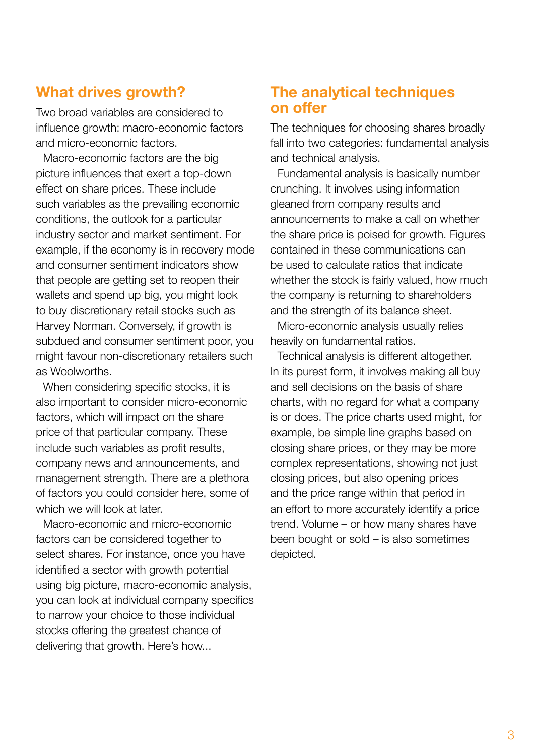## What drives growth?

Two broad variables are considered to influence growth: macro-economic factors and micro-economic factors.

Macro-economic factors are the big picture influences that exert a top-down effect on share prices. These include such variables as the prevailing economic conditions, the outlook for a particular industry sector and market sentiment. For example, if the economy is in recovery mode and consumer sentiment indicators show that people are getting set to reopen their wallets and spend up big, you might look to buy discretionary retail stocks such as Harvey Norman. Conversely, if growth is subdued and consumer sentiment poor, you might favour non-discretionary retailers such as Woolworths.

When considering specific stocks, it is also important to consider micro-economic factors, which will impact on the share price of that particular company. These include such variables as profit results, company news and announcements, and management strength. There are a plethora of factors you could consider here, some of which we will look at later.

Macro-economic and micro-economic factors can be considered together to select shares. For instance, once you have identified a sector with growth potential using big picture, macro-economic analysis, you can look at individual company specifics to narrow your choice to those individual stocks offering the greatest chance of delivering that growth. Here's how...

## The analytical techniques on offer

The techniques for choosing shares broadly fall into two categories: fundamental analysis and technical analysis.

Fundamental analysis is basically number crunching. It involves using information gleaned from company results and announcements to make a call on whether the share price is poised for growth. Figures contained in these communications can be used to calculate ratios that indicate whether the stock is fairly valued, how much the company is returning to shareholders and the strength of its balance sheet.

Micro-economic analysis usually relies heavily on fundamental ratios.

Technical analysis is different altogether. In its purest form, it involves making all buy and sell decisions on the basis of share charts, with no regard for what a company is or does. The price charts used might, for example, be simple line graphs based on closing share prices, or they may be more complex representations, showing not just closing prices, but also opening prices and the price range within that period in an effort to more accurately identify a price trend. Volume – or how many shares have been bought or sold – is also sometimes depicted.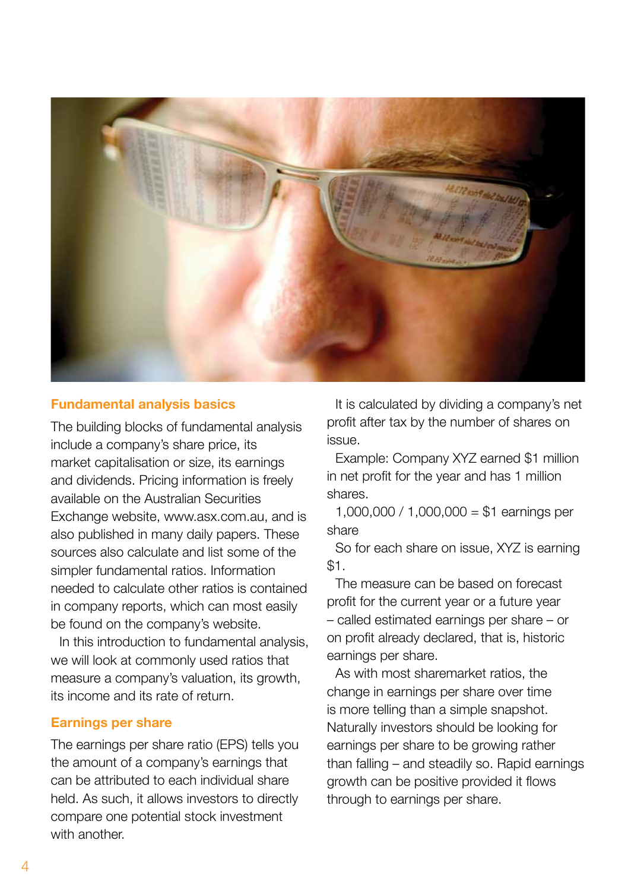## Fundamental analysis basics

The building blocks of fundamental analysis include a company's share price, its market capitalisation or size, its earnings and dividends. Pricing information is freely available on the Australian Securities Exchange website, www.asx.com.au, and is also published in many daily papers. These sources also calculate and list some of the simpler fundamental ratios. Information needed to calculate other ratios is contained in company reports, which can most easily be found on the company's website.

In this introduction to fundamental analysis, we will look at commonly used ratios that measure a company's valuation, its growth, its income and its rate of return.

## Earnings per share

The earnings per share ratio (EPS) tells you the amount of a company's earnings that can be attributed to each individual share held. As such, it allows investors to directly compare one potential stock investment with another.

It is calculated by dividing a company's net profit after tax by the number of shares on issue.

Example: Company XYZ earned $1 million in net profit for the year and has 1 million shares.

1,000,000 / 1,000,000 = $1 earnings per share

So for each share on issue, XYZ is earning $1.

The measure can be based on forecast profit for the current year or a future year – called estimated earnings per share – or on profit already declared, that is, historic earnings per share.

As with most sharemarket ratios, the change in earnings per share over time is more telling than a simple snapshot. Naturally investors should be looking for earnings per share to be growing rather than falling – and steadily so. Rapid earnings growth can be positive provided it flows through to earnings per share.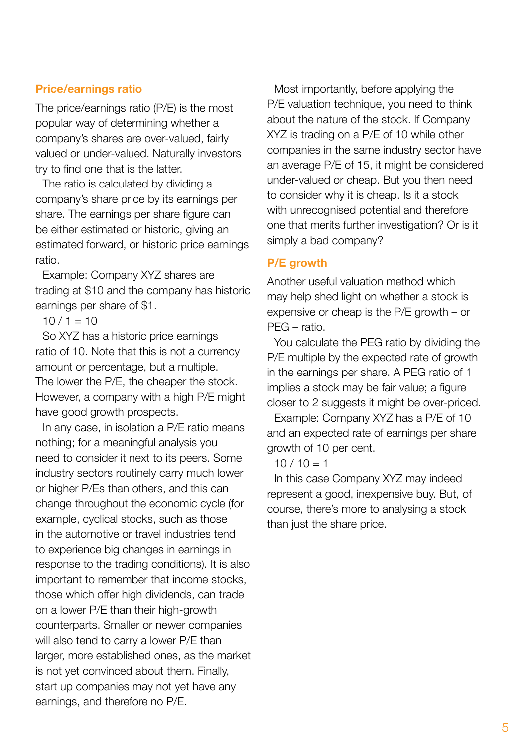## Price/earnings ratio

The price/earnings ratio (P/E) is the most popular way of determining whether a company's shares are over-valued, fairly valued or under-valued. Naturally investors try to find one that is the latter.

The ratio is calculated by dividing a company's share price by its earnings per share. The earnings per share figure can be either estimated or historic, giving an estimated forward, or historic price earnings ratio.

Example: Company XYZ shares are trading at $10 and the company has historic earnings per share of $1.

10 / 1 = 10

So XYZ has a historic price earnings ratio of 10. Note that this is not a currency amount or percentage, but a multiple. The lower the P/E, the cheaper the stock. However, a company with a high P/E might have good growth prospects.

In any case, in isolation a P/E ratio means nothing; for a meaningful analysis you need to consider it next to its peers. Some industry sectors routinely carry much lower or higher P/Es than others, and this can change throughout the economic cycle (for example, cyclical stocks, such as those in the automotive or travel industries tend to experience big changes in earnings in response to the trading conditions). It is also important to remember that income stocks, those which offer high dividends, can trade on a lower P/E than their high-growth counterparts. Smaller or newer companies will also tend to carry a lower P/E than larger, more established ones, as the market is not yet convinced about them. Finally, start up companies may not yet have any earnings, and therefore no P/E.

Most importantly, before applying the P/E valuation technique, you need to think about the nature of the stock. If Company XYZ is trading on a P/E of 10 while other companies in the same industry sector have an average P/E of 15, it might be considered under-valued or cheap. But you then need to consider why it is cheap. Is it a stock with unrecognised potential and therefore one that merits further investigation? Or is it simply a bad company?

## P/E growth

Another useful valuation method which may help shed light on whether a stock is expensive or cheap is the P/E growth – or PEG – ratio.

You calculate the PEG ratio by dividing the P/E multiple by the expected rate of growth in the earnings per share. A PEG ratio of 1 implies a stock may be fair value; a figure closer to 2 suggests it might be over-priced.

Example: Company XYZ has a P/E of 10 and an expected rate of earnings per share growth of 10 per cent.

10 / 10 = 1

In this case Company XYZ may indeed represent a good, inexpensive buy. But, of course, there's more to analysing a stock than just the share price.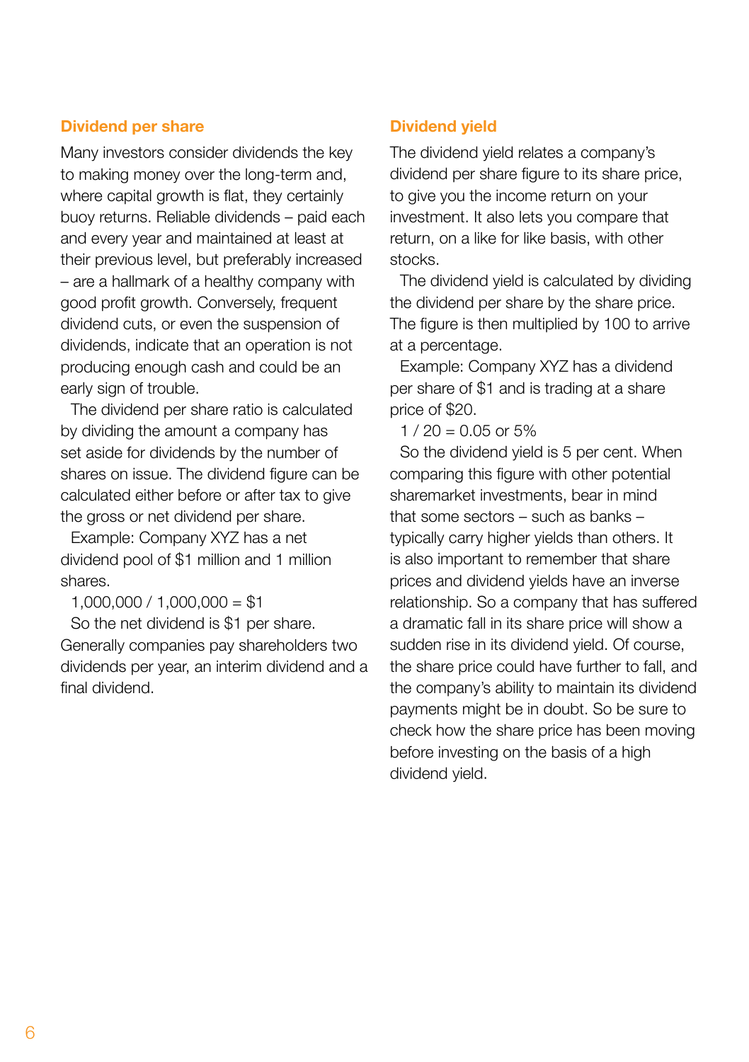## Dividend per share

Many investors consider dividends the key to making money over the long-term and, where capital growth is flat, they certainly buoy returns. Reliable dividends – paid each and every year and maintained at least at their previous level, but preferably increased – are a hallmark of a healthy company with good profit growth. Conversely, frequent dividend cuts, or even the suspension of dividends, indicate that an operation is not producing enough cash and could be an early sign of trouble.

The dividend per share ratio is calculated by dividing the amount a company has set aside for dividends by the number of shares on issue. The dividend figure can be calculated either before or after tax to give the gross or net dividend per share.

Example: Company XYZ has a net dividend pool of $1 million and 1 million shares.

1,000,000 / 1,000,000 = $1

So the net dividend is $1 per share. Generally companies pay shareholders two dividends per year, an interim dividend and a final dividend.

## Dividend yield

The dividend yield relates a company's dividend per share figure to its share price, to give you the income return on your investment. It also lets you compare that return, on a like for like basis, with other stocks.

The dividend yield is calculated by dividing the dividend per share by the share price. The figure is then multiplied by 100 to arrive at a percentage.

Example: Company XYZ has a dividend per share of $1 and is trading at a share price of $20.

1 / 20 = 0.05 or 5%

So the dividend yield is 5 per cent. When comparing this figure with other potential sharemarket investments, bear in mind that some sectors – such as banks – typically carry higher yields than others. It is also important to remember that share prices and dividend yields have an inverse relationship. So a company that has suffered a dramatic fall in its share price will show a sudden rise in its dividend yield. Of course, the share price could have further to fall, and the company's ability to maintain its dividend payments might be in doubt. So be sure to check how the share price has been moving before investing on the basis of a high dividend yield.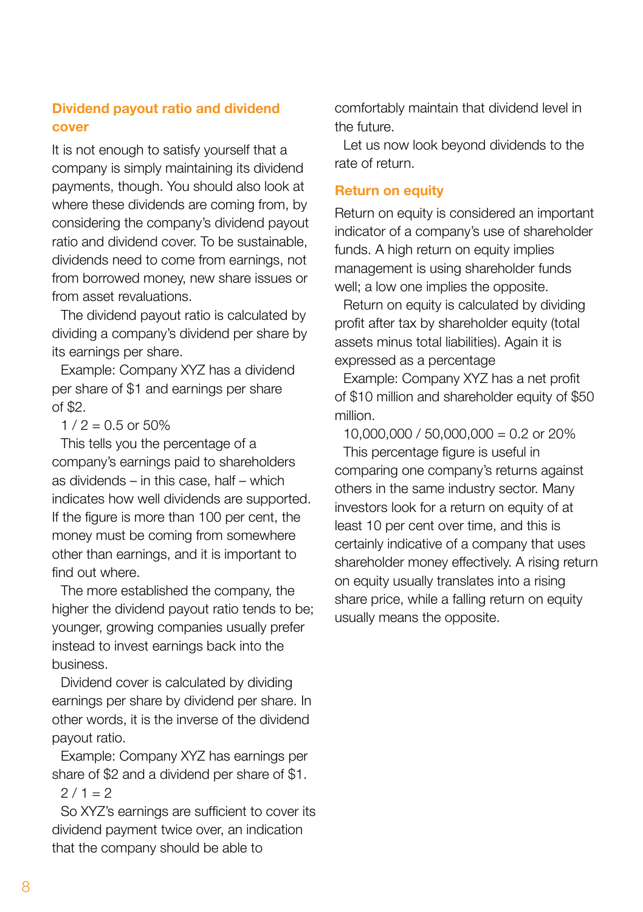## Dividend payout ratio and dividend cover

It is not enough to satisfy yourself that a company is simply maintaining its dividend payments, though. You should also look at where these dividends are coming from, by considering the company's dividend payout ratio and dividend cover. To be sustainable, dividends need to come from earnings, not from borrowed money, new share issues or from asset revaluations.

The dividend payout ratio is calculated by dividing a company's dividend per share by its earnings per share.

Example: Company XYZ has a dividend per share of $1 and earnings per share of $2.

1 / 2 = 0.5 or 50%

This tells you the percentage of a company's earnings paid to shareholders as dividends – in this case, half – which indicates how well dividends are supported. If the figure is more than 100 per cent, the money must be coming from somewhere other than earnings, and it is important to find out where.

The more established the company, the higher the dividend payout ratio tends to be; younger, growing companies usually prefer instead to invest earnings back into the business.

Dividend cover is calculated by dividing earnings per share by dividend per share. In other words, it is the inverse of the dividend payout ratio.

Example: Company XYZ has earnings per share of $2 and a dividend per share of $1.

2 / 1 = 2

So XYZ's earnings are sufficient to cover its dividend payment twice over, an indication that the company should be able to comfortably maintain that dividend level in the future.

Let us now look beyond dividends to the rate of return.

## Return on equity

Return on equity is considered an important indicator of a company's use of shareholder funds. A high return on equity implies management is using shareholder funds well; a low one implies the opposite.

Return on equity is calculated by dividing profit after tax by shareholder equity (total assets minus total liabilities). Again it is expressed as a percentage

Example: Company XYZ has a net profit of $10 million and shareholder equity of $50 million.

10,000,000 / 50,000,000 = 0.2 or 20%

This percentage figure is useful in comparing one company's returns against others in the same industry sector. Many investors look for a return on equity of at least 10 per cent over time, and this is certainly indicative of a company that uses shareholder money effectively. A rising return on equity usually translates into a rising share price, while a falling return on equity usually means the opposite.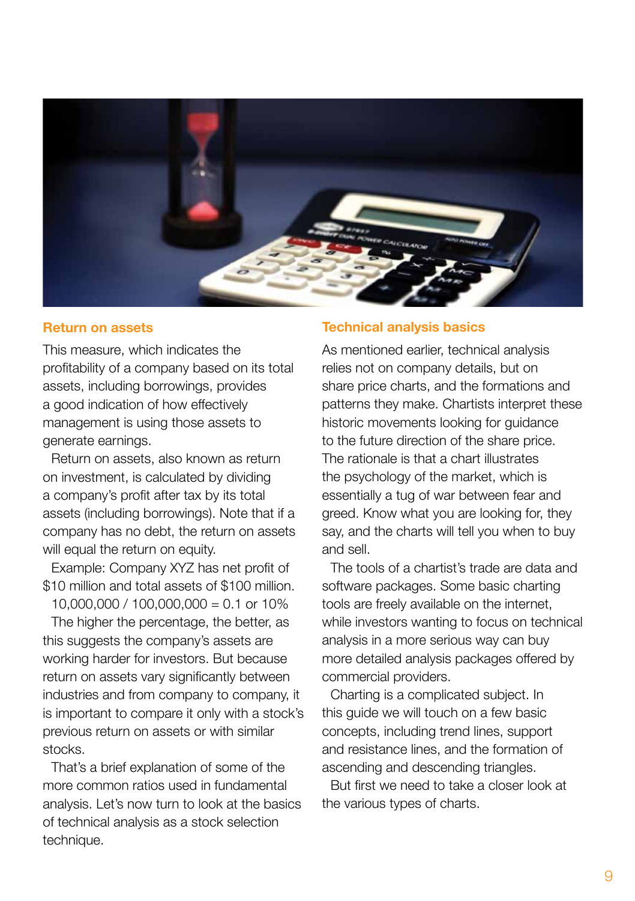## Return on assets

This measure, which indicates the profitability of a company based on its total assets, including borrowings, provides a good indication of how effectively management is using those assets to generate earnings.

Return on assets, also known as return on investment, is calculated by dividing a company's profit after tax by its total assets (including borrowings). Note that if a company has no debt, the return on assets will equal the return on equity.

Example: Company XYZ has net profit of $10 million and total assets of $100 million.

10,000,000 / 100,000,000 = 0.1 or 10%

The higher the percentage, the better, as this suggests the company's assets are working harder for investors. But because return on assets vary significantly between industries and from company to company, it is important to compare it only with a stock's previous return on assets or with similar stocks.

That's a brief explanation of some of the more common ratios used in fundamental analysis. Let's now turn to look at the basics of technical analysis as a stock selection technique.

## Technical analysis basics

As mentioned earlier, technical analysis relies not on company details, but on share price charts, and the formations and patterns they make. Chartists interpret these historic movements looking for guidance to the future direction of the share price. The rationale is that a chart illustrates the psychology of the market, which is essentially a tug of war between fear and greed. Know what you are looking for, they say, and the charts will tell you when to buy and sell.

The tools of a chartist's trade are data and software packages. Some basic charting tools are freely available on the internet, while investors wanting to focus on technical analysis in a more serious way can buy more detailed analysis packages offered by commercial providers.

Charting is a complicated subject. In this guide we will touch on a few basic concepts, including trend lines, support and resistance lines, and the formation of ascending and descending triangles.

But first we need to take a closer look at the various types of charts.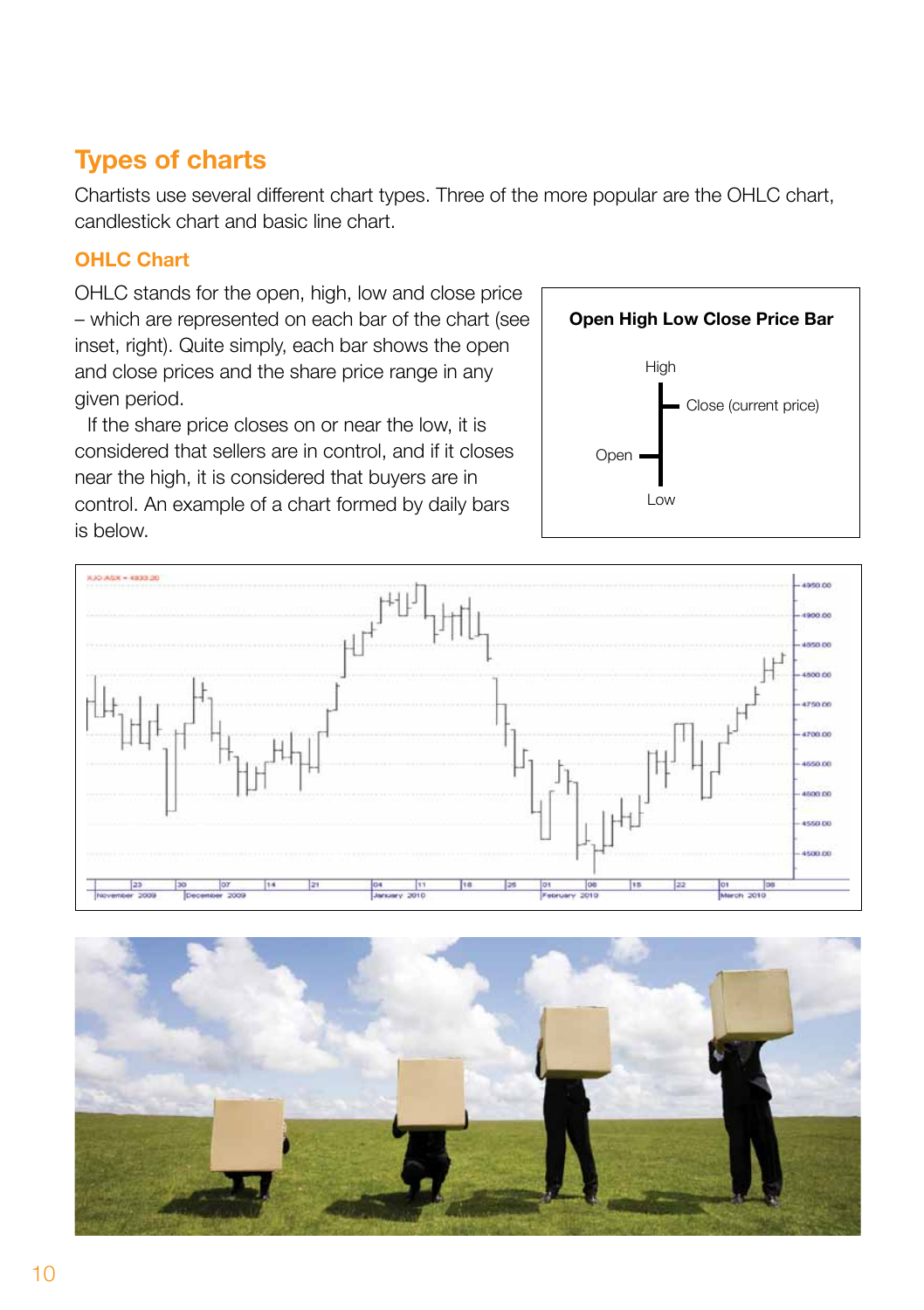## Types of charts

Chartists use several different chart types. Three of the more popular are the OHLC chart, candlestick chart and basic line chart.

### OHLC Chart

OHLC stands for the open, high, low and close price – which are represented on each bar of the chart (see inset, right). Quite simply, each bar shows the open and close prices and the share price range in any given period.

If the share price closes on or near the low, it is considered that sellers are in control, and if it closes near the high, it is considered that buyers are in control. An example of a chart formed by daily bars is below.

**Open High Low Close Price Bar**

High

Close (current price)

Open

Low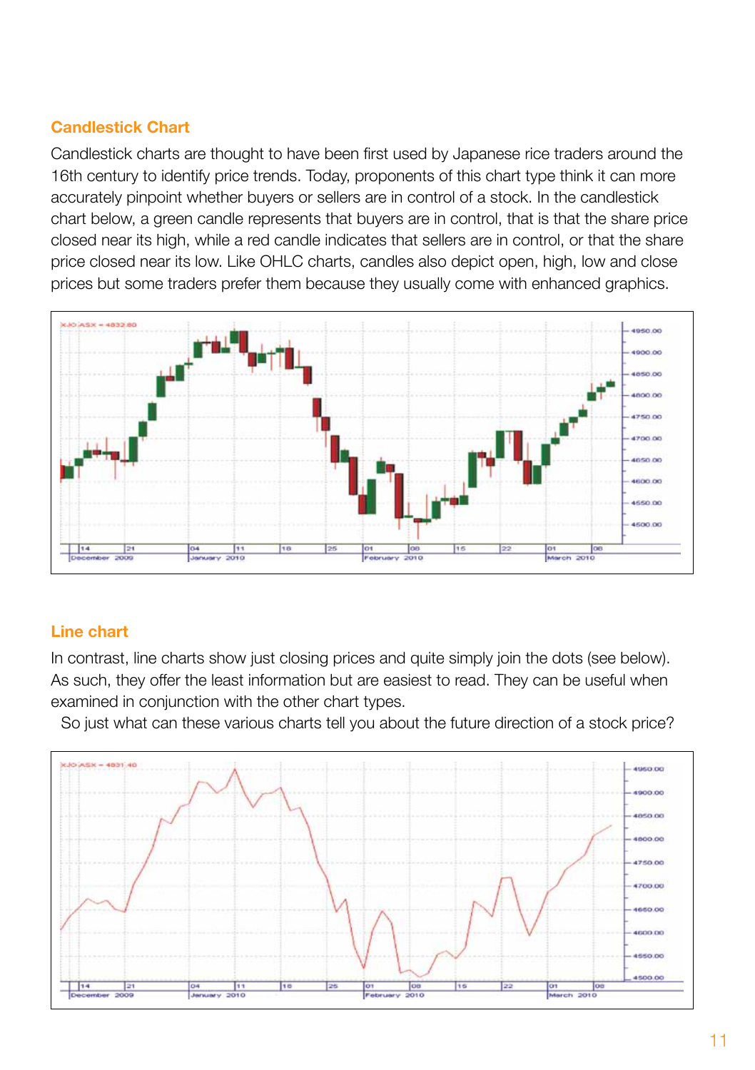## Candlestick Chart

Candlestick charts are thought to have been first used by Japanese rice traders around the 16th century to identify price trends. Today, proponents of this chart type think it can more accurately pinpoint whether buyers or sellers are in control of a stock. In the candlestick chart below, a green candle represents that buyers are in control, that is that the share price closed near its high, while a red candle indicates that sellers are in control, or that the share price closed near its low. Like OHLC charts, candles also depict open, high, low and close prices but some traders prefer them because they usually come with enhanced graphics.

## Line chart

In contrast, line charts show just closing prices and quite simply join the dots (see below). As such, they offer the least information but are easiest to read. They can be useful when examined in conjunction with the other chart types.

So just what can these various charts tell you about the future direction of a stock price?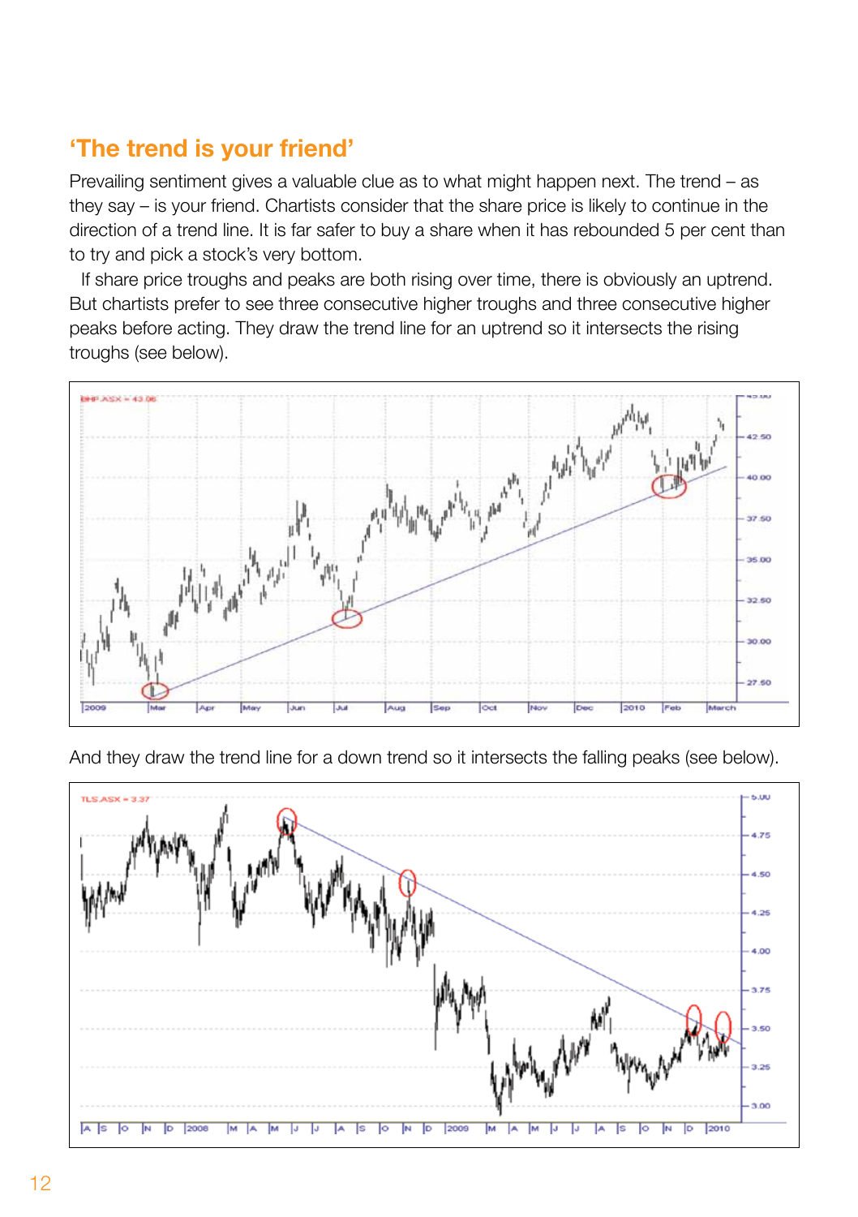## 'The trend is your friend'

Prevailing sentiment gives a valuable clue as to what might happen next. The trend – as they say – is your friend. Chartists consider that the share price is likely to continue in the direction of a trend line. It is far safer to buy a share when it has rebounded 5 per cent than to try and pick a stock's very bottom.

If share price troughs and peaks are both rising over time, there is obviously an uptrend. But chartists prefer to see three consecutive higher troughs and three consecutive higher peaks before acting. They draw the trend line for an uptrend so it intersects the rising troughs (see below).

And they draw the trend line for a down trend so it intersects the falling peaks (see below).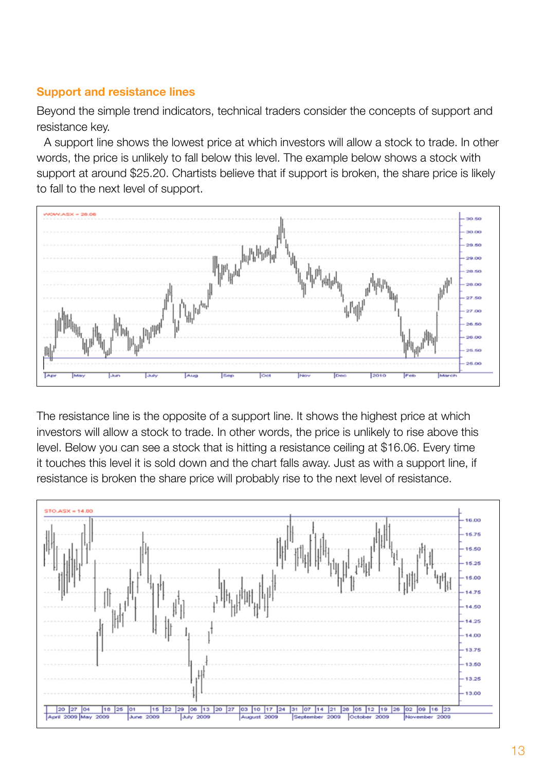## Support and resistance lines

Beyond the simple trend indicators, technical traders consider the concepts of support and resistance key.

A support line shows the lowest price at which investors will allow a stock to trade. In other words, the price is unlikely to fall below this level. The example below shows a stock with support at around $25.20. Chartists believe that if support is broken, the share price is likely to fall to the next level of support.

The resistance line is the opposite of a support line. It shows the highest price at which investors will allow a stock to trade. In other words, the price is unlikely to rise above this level. Below you can see a stock that is hitting a resistance ceiling at $16.06. Every time it touches this level it is sold down and the chart falls away. Just as with a support line, if resistance is broken the share price will probably rise to the next level of resistance.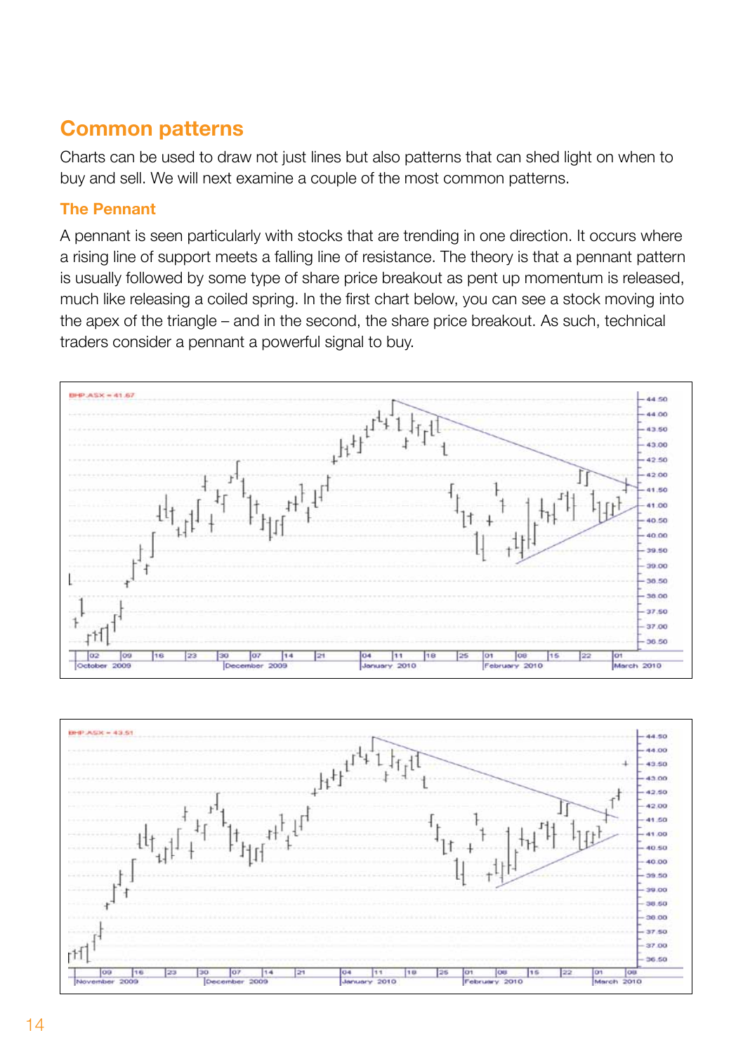## Common patterns

Charts can be used to draw not just lines but also patterns that can shed light on when to buy and sell. We will next examine a couple of the most common patterns.

### The Pennant

A pennant is seen particularly with stocks that are trending in one direction. It occurs where a rising line of support meets a falling line of resistance. The theory is that a pennant pattern is usually followed by some type of share price breakout as pent up momentum is released, much like releasing a coiled spring. In the first chart below, you can see a stock moving into the apex of the triangle – and in the second, the share price breakout. As such, technical traders consider a pennant a powerful signal to buy.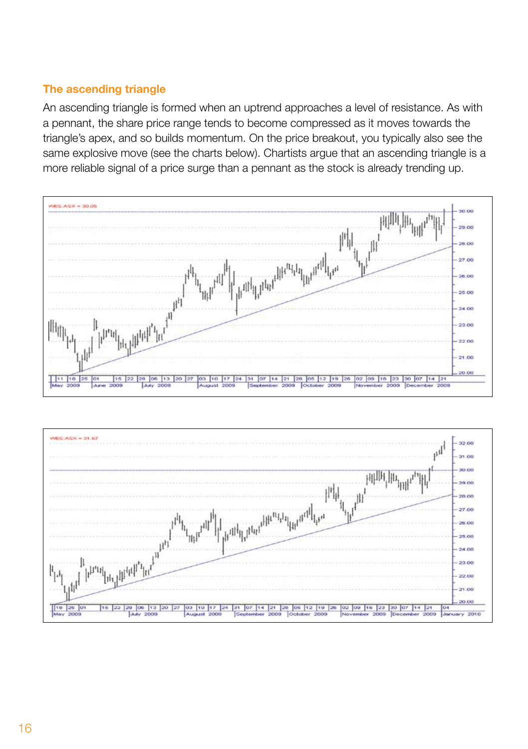### The ascending triangle

An ascending triangle is formed when an uptrend approaches a level of resistance. As with a pennant, the share price range tends to become compressed as it moves towards the triangle's apex, and so builds momentum. On the price breakout, you typically also see the same explosive move (see the charts below). Chartists argue that an ascending triangle is a more reliable signal of a price surge than a pennant as the stock is already trending up.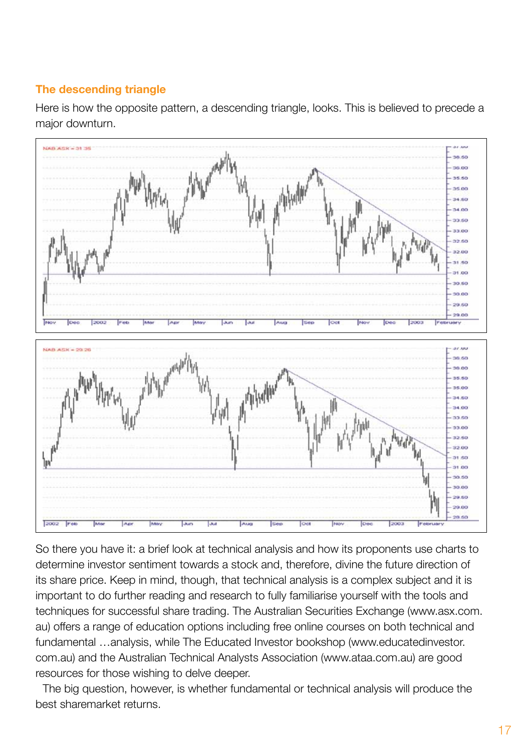## The descending triangle

Here is how the opposite pattern, a descending triangle, looks. This is believed to precede a major downturn.

So there you have it: a brief look at technical analysis and how its proponents use charts to determine investor sentiment towards a stock and, therefore, divine the future direction of its share price. Keep in mind, though, that technical analysis is a complex subject and it is important to do further reading and research to fully familiarise yourself with the tools and techniques for successful share trading. The Australian Securities Exchange (www.asx.com.au) offers a range of education options including free online courses on both technical and fundamental …analysis, while The Educated Investor bookshop (www.educatedinvestor.com.au) and the Australian Technical Analysts Association (www.ataa.com.au) are good resources for those wishing to delve deeper.

The big question, however, is whether fundamental or technical analysis will produce the best sharemarket returns.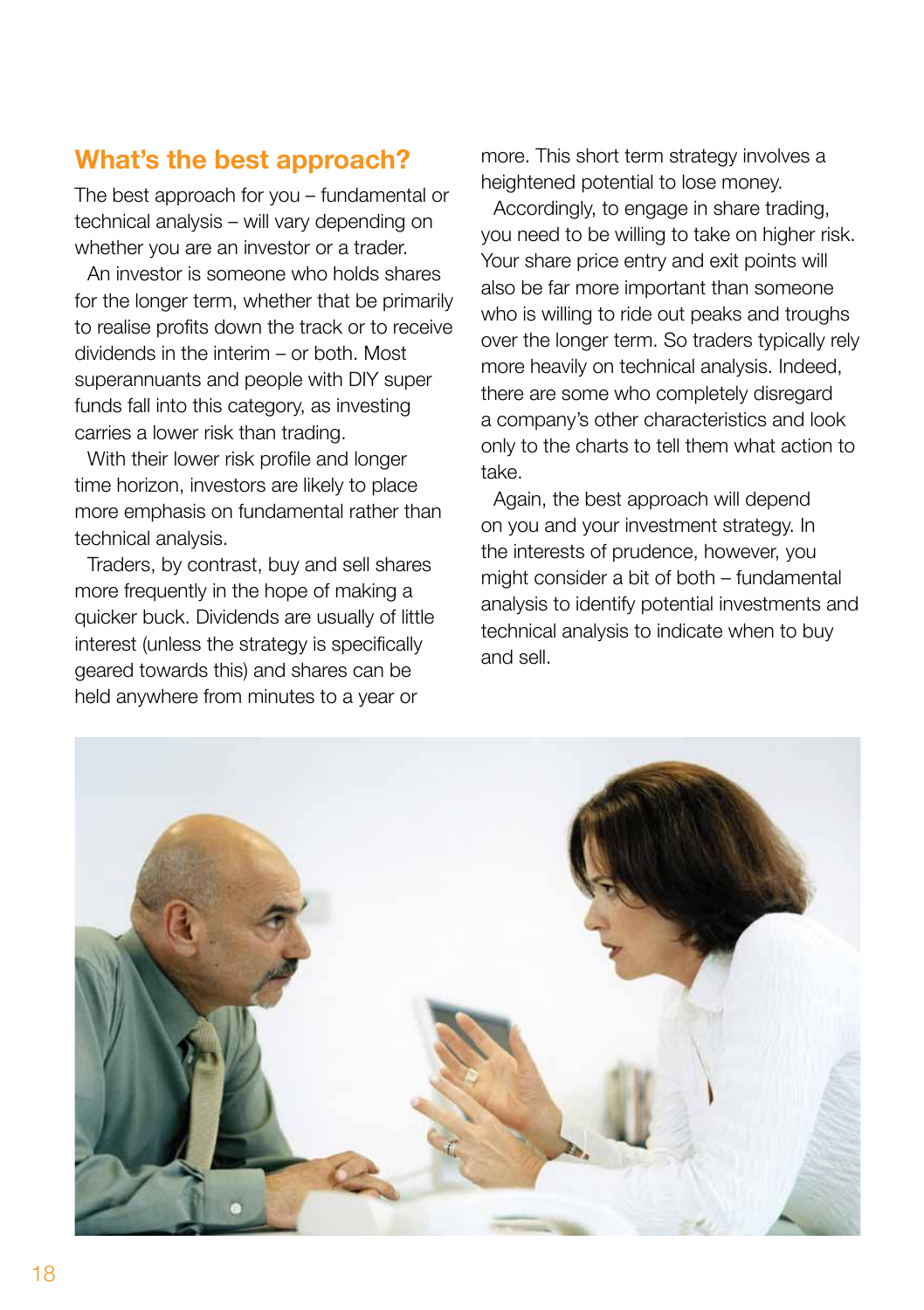## What's the best approach?

The best approach for you – fundamental or technical analysis – will vary depending on whether you are an investor or a trader.

An investor is someone who holds shares for the longer term, whether that be primarily to realise profits down the track or to receive dividends in the interim – or both. Most superannuants and people with DIY super funds fall into this category, as investing carries a lower risk than trading.

With their lower risk profile and longer time horizon, investors are likely to place more emphasis on fundamental rather than technical analysis.

Traders, by contrast, buy and sell shares more frequently in the hope of making a quicker buck. Dividends are usually of little interest (unless the strategy is specifically geared towards this) and shares can be held anywhere from minutes to a year or more. This short term strategy involves a heightened potential to lose money.

Accordingly, to engage in share trading, you need to be willing to take on higher risk. Your share price entry and exit points will also be far more important than someone who is willing to ride out peaks and troughs over the longer term. So traders typically rely more heavily on technical analysis. Indeed, there are some who completely disregard a company's other characteristics and look only to the charts to tell them what action to take.

Again, the best approach will depend on you and your investment strategy. In the interests of prudence, however, you might consider a bit of both – fundamental analysis to identify potential investments and technical analysis to indicate when to buy and sell.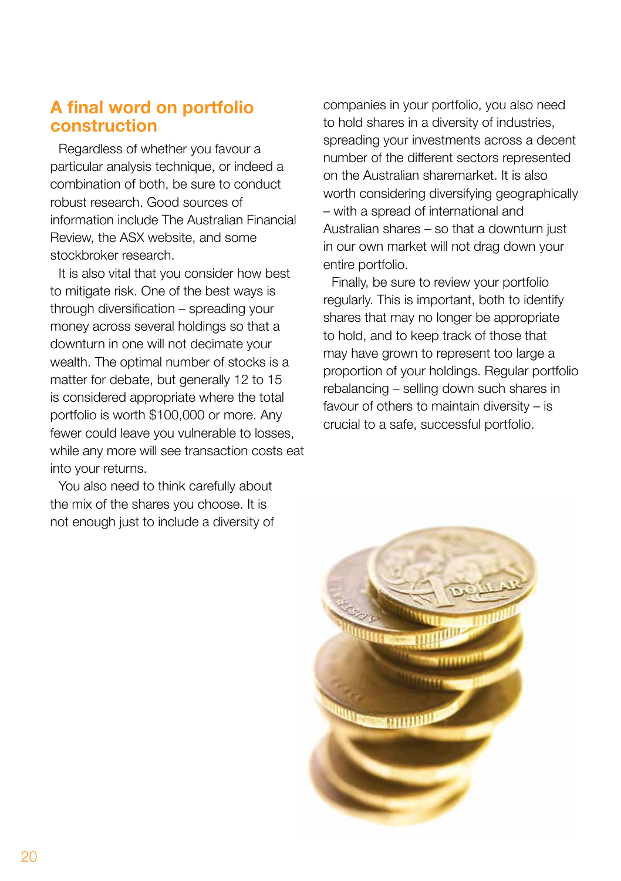## A final word on portfolio construction

Regardless of whether you favour a particular analysis technique, or indeed a combination of both, be sure to conduct robust research. Good sources of information include The Australian Financial Review, the ASX website, and some stockbroker research.

It is also vital that you consider how best to mitigate risk. One of the best ways is through diversification – spreading your money across several holdings so that a downturn in one will not decimate your wealth. The optimal number of stocks is a matter for debate, but generally 12 to 15 is considered appropriate where the total portfolio is worth $100,000 or more. Any fewer could leave you vulnerable to losses, while any more will see transaction costs eat into your returns.

You also need to think carefully about the mix of the shares you choose. It is not enough just to include a diversity of companies in your portfolio, you also need to hold shares in a diversity of industries, spreading your investments across a decent number of the different sectors represented on the Australian sharemarket. It is also worth considering diversifying geographically – with a spread of international and Australian shares – so that a downturn just in our own market will not drag down your entire portfolio.

Finally, be sure to review your portfolio regularly. This is important, both to identify shares that may no longer be appropriate to hold, and to keep track of those that may have grown to represent too large a proportion of your holdings. Regular portfolio rebalancing – selling down such shares in favour of others to maintain diversity – is crucial to a safe, successful portfolio.